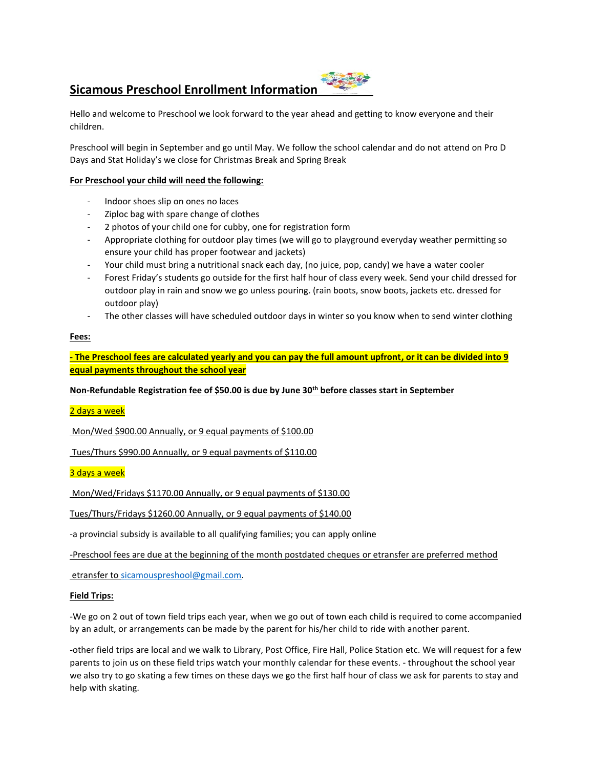# Sicamous Preschool Enrollment Information

Hello and welcome to Preschool we look forward to the year ahead and getting to know everyone and their children.

Preschool will begin in September and go until May. We follow the school calendar and do not attend on Pro D Days and Stat Holiday's we close for Christmas Break and Spring Break

**For Preschool your child will need the following:**

- Indoor shoes slip on ones no laces
- Ziploc bag with spare change of clothes
- 2 photos of your child one for cubby, one for registration form
- Appropriate clothing for outdoor play times (we will go to playground everyday weather permitting so ensure your child has proper footwear and jackets)
- Your child must bring a nutritional snack each day, (no juice, pop, candy) we have a water cooler
- Forest Friday's students go outside for the first half hour of class every week. Send your child dressed for outdoor play in rain and snow we go unless pouring. (rain boots, snow boots, jackets etc. dressed for outdoor play)
- The other classes will have scheduled outdoor days in winter so you know when to send winter clothing

**Fees:**

**- The Preschool fees are calculated yearly and you can pay the full amount upfront, or it can be divided into 9 equal payments throughout the school year**

**Non-Refundable Registration fee of $50.00 is due by June 30th before classes start in September**

2 days a week

Mon/Wed $900.00 Annually, or 9 equal payments of $100.00

Tues/Thurs $990.00 Annually, or 9 equal payments of $110.00

3 days a week

Mon/Wed/Fridays $1170.00 Annually, or 9 equal payments of $130.00

Tues/Thurs/Fridays $1260.00 Annually, or 9 equal payments of $140.00

-a provincial subsidy is available to all qualifying families; you can apply online

-Preschool fees are due at the beginning of the month postdated cheques or etransfer are preferred method

etransfer to sicamouspreshool@gmail.com.

**Field Trips:**

-We go on 2 out of town field trips each year, when we go out of town each child is required to come accompanied by an adult, or arrangements can be made by the parent for his/her child to ride with another parent.

-other field trips are local and we walk to Library, Post Office, Fire Hall, Police Station etc. We will request for a few parents to join us on these field trips watch your monthly calendar for these events. - throughout the school year we also try to go skating a few times on these days we go the first half hour of class we ask for parents to stay and help with skating.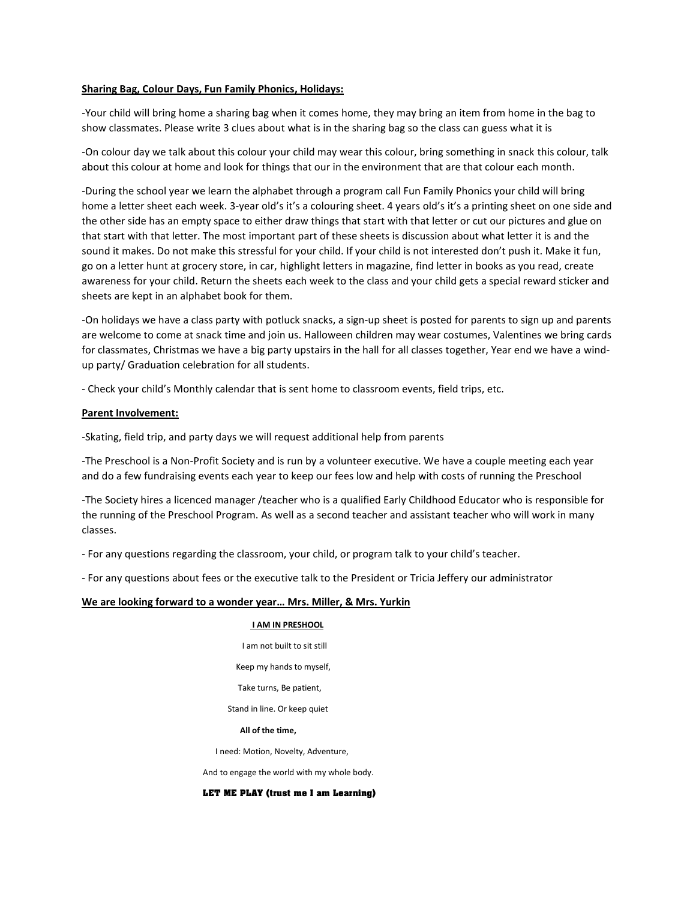**Sharing Bag, Colour Days, Fun Family Phonics, Holidays:**

-Your child will bring home a sharing bag when it comes home, they may bring an item from home in the bag to show classmates. Please write 3 clues about what is in the sharing bag so the class can guess what it is

-On colour day we talk about this colour your child may wear this colour, bring something in snack this colour, talk about this colour at home and look for things that our in the environment that are that colour each month.

-During the school year we learn the alphabet through a program call Fun Family Phonics your child will bring home a letter sheet each week. 3-year old's it's a colouring sheet. 4 years old's it's a printing sheet on one side and the other side has an empty space to either draw things that start with that letter or cut our pictures and glue on that start with that letter. The most important part of these sheets is discussion about what letter it is and the sound it makes. Do not make this stressful for your child. If your child is not interested don't push it. Make it fun, go on a letter hunt at grocery store, in car, highlight letters in magazine, find letter in books as you read, create awareness for your child. Return the sheets each week to the class and your child gets a special reward sticker and sheets are kept in an alphabet book for them.

-On holidays we have a class party with potluck snacks, a sign-up sheet is posted for parents to sign up and parents are welcome to come at snack time and join us. Halloween children may wear costumes, Valentines we bring cards for classmates, Christmas we have a big party upstairs in the hall for all classes together, Year end we have a wind-up party/ Graduation celebration for all students.

- Check your child's Monthly calendar that is sent home to classroom events, field trips, etc.

**Parent Involvement:**

-Skating, field trip, and party days we will request additional help from parents

-The Preschool is a Non-Profit Society and is run by a volunteer executive. We have a couple meeting each year and do a few fundraising events each year to keep our fees low and help with costs of running the Preschool

-The Society hires a licenced manager /teacher who is a qualified Early Childhood Educator who is responsible for the running of the Preschool Program. As well as a second teacher and assistant teacher who will work in many classes.

- For any questions regarding the classroom, your child, or program talk to your child's teacher.

- For any questions about fees or the executive talk to the President or Tricia Jeffery our administrator

**We are looking forward to a wonder year… Mrs. Miller, & Mrs. Yurkin**

**I AM IN PRESHOOL**

I am not built to sit still

Keep my hands to myself,

Take turns, Be patient,

Stand in line. Or keep quiet

**All of the time,**

I need: Motion, Novelty, Adventure,

And to engage the world with my whole body.

**LET ME PLAY (trust me I am Learning)**